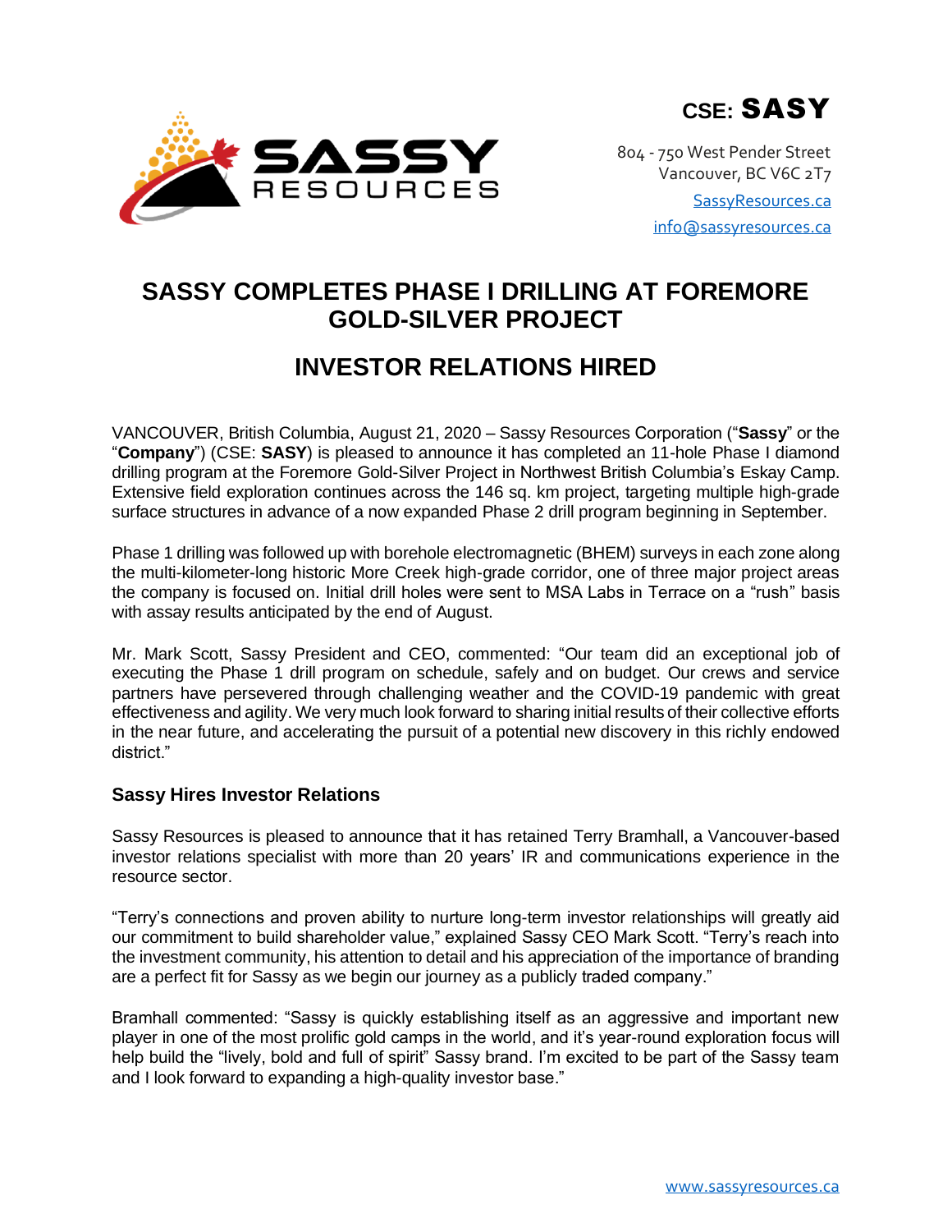CSE: **SASY**

804 - 750 West Pender Street
Vancouver, BC V6C 2T7
SassyResources.ca
info@sassyresources.ca

# SASSY COMPLETES PHASE I DRILLING AT FOREMORE GOLD-SILVER PROJECT

# INVESTOR RELATIONS HIRED

VANCOUVER, British Columbia, August 21, 2020 – Sassy Resources Corporation ("**Sassy**" or the "**Company**") (CSE: **SASY**) is pleased to announce it has completed an 11-hole Phase I diamond drilling program at the Foremore Gold-Silver Project in Northwest British Columbia's Eskay Camp. Extensive field exploration continues across the 146 sq. km project, targeting multiple high-grade surface structures in advance of a now expanded Phase 2 drill program beginning in September.

Phase 1 drilling was followed up with borehole electromagnetic (BHEM) surveys in each zone along the multi-kilometer-long historic More Creek high-grade corridor, one of three major project areas the company is focused on. Initial drill holes were sent to MSA Labs in Terrace on a "rush" basis with assay results anticipated by the end of August.

Mr. Mark Scott, Sassy President and CEO, commented: "Our team did an exceptional job of executing the Phase 1 drill program on schedule, safely and on budget. Our crews and service partners have persevered through challenging weather and the COVID-19 pandemic with great effectiveness and agility. We very much look forward to sharing initial results of their collective efforts in the near future, and accelerating the pursuit of a potential new discovery in this richly endowed district."

### Sassy Hires Investor Relations

Sassy Resources is pleased to announce that it has retained Terry Bramhall, a Vancouver-based investor relations specialist with more than 20 years' IR and communications experience in the resource sector.

"Terry's connections and proven ability to nurture long-term investor relationships will greatly aid our commitment to build shareholder value," explained Sassy CEO Mark Scott. "Terry's reach into the investment community, his attention to detail and his appreciation of the importance of branding are a perfect fit for Sassy as we begin our journey as a publicly traded company."

Bramhall commented: "Sassy is quickly establishing itself as an aggressive and important new player in one of the most prolific gold camps in the world, and it's year-round exploration focus will help build the "lively, bold and full of spirit" Sassy brand. I'm excited to be part of the Sassy team and I look forward to expanding a high-quality investor base."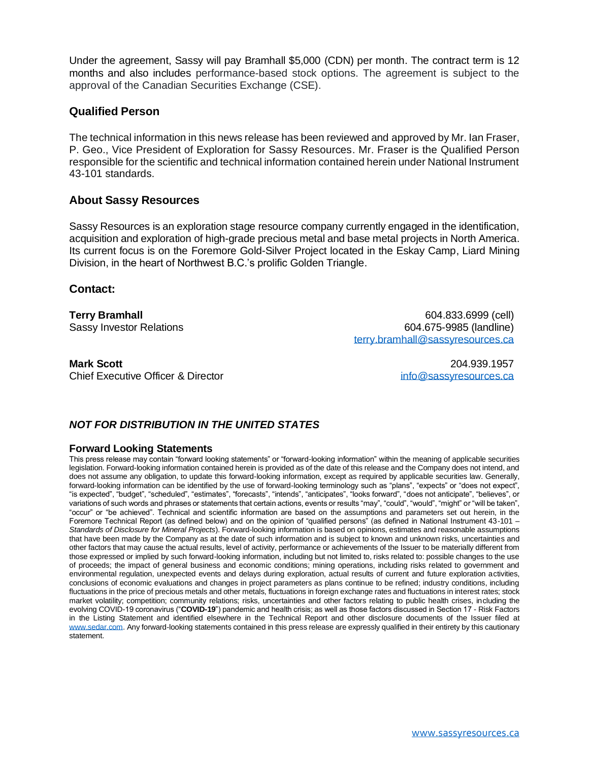Under the agreement, Sassy will pay Bramhall $5,000 (CDN) per month. The contract term is 12 months and also includes performance-based stock options. The agreement is subject to the approval of the Canadian Securities Exchange (CSE).

## Qualified Person

The technical information in this news release has been reviewed and approved by Mr. Ian Fraser, P. Geo., Vice President of Exploration for Sassy Resources. Mr. Fraser is the Qualified Person responsible for the scientific and technical information contained herein under National Instrument 43-101 standards.

## About Sassy Resources

Sassy Resources is an exploration stage resource company currently engaged in the identification, acquisition and exploration of high-grade precious metal and base metal projects in North America. Its current focus is on the Foremore Gold-Silver Project located in the Eskay Camp, Liard Mining Division, in the heart of Northwest B.C.'s prolific Golden Triangle.

## Contact:

**Terry Bramhall**
Sassy Investor Relations
604.833.6999 (cell)
604.675-9985 (landline)
terry.bramhall@sassyresources.ca

**Mark Scott**
Chief Executive Officer & Director
204.939.1957
info@sassyresources.ca

***NOT FOR DISTRIBUTION IN THE UNITED STATES***

## Forward Looking Statements

This press release may contain "forward looking statements" or "forward-looking information" within the meaning of applicable securities legislation. Forward-looking information contained herein is provided as of the date of this release and the Company does not intend, and does not assume any obligation, to update this forward-looking information, except as required by applicable securities law. Generally, forward-looking information can be identified by the use of forward-looking terminology such as "plans", "expects" or "does not expect", "is expected", "budget", "scheduled", "estimates", "forecasts", "intends", "anticipates", "looks forward", "does not anticipate", "believes", or variations of such words and phrases or statements that certain actions, events or results "may", "could", "would", "might" or "will be taken", "occur" or "be achieved". Technical and scientific information are based on the assumptions and parameters set out herein, in the Foremore Technical Report (as defined below) and on the opinion of "qualified persons" (as defined in National Instrument 43-101 – *Standards of Disclosure for Mineral Projects*). Forward-looking information is based on opinions, estimates and reasonable assumptions that have been made by the Company as at the date of such information and is subject to known and unknown risks, uncertainties and other factors that may cause the actual results, level of activity, performance or achievements of the Issuer to be materially different from those expressed or implied by such forward-looking information, including but not limited to, risks related to: possible changes to the use of proceeds; the impact of general business and economic conditions; mining operations, including risks related to government and environmental regulation, unexpected events and delays during exploration, actual results of current and future exploration activities, conclusions of economic evaluations and changes in project parameters as plans continue to be refined; industry conditions, including fluctuations in the price of precious metals and other metals, fluctuations in foreign exchange rates and fluctuations in interest rates; stock market volatility; competition; community relations; risks, uncertainties and other factors relating to public health crises, including the evolving COVID-19 coronavirus ("**COVID-19**") pandemic and health crisis; as well as those factors discussed in Section 17 - Risk Factors in the Listing Statement and identified elsewhere in the Technical Report and other disclosure documents of the Issuer filed at www.sedar.com. Any forward-looking statements contained in this press release are expressly qualified in their entirety by this cautionary statement.